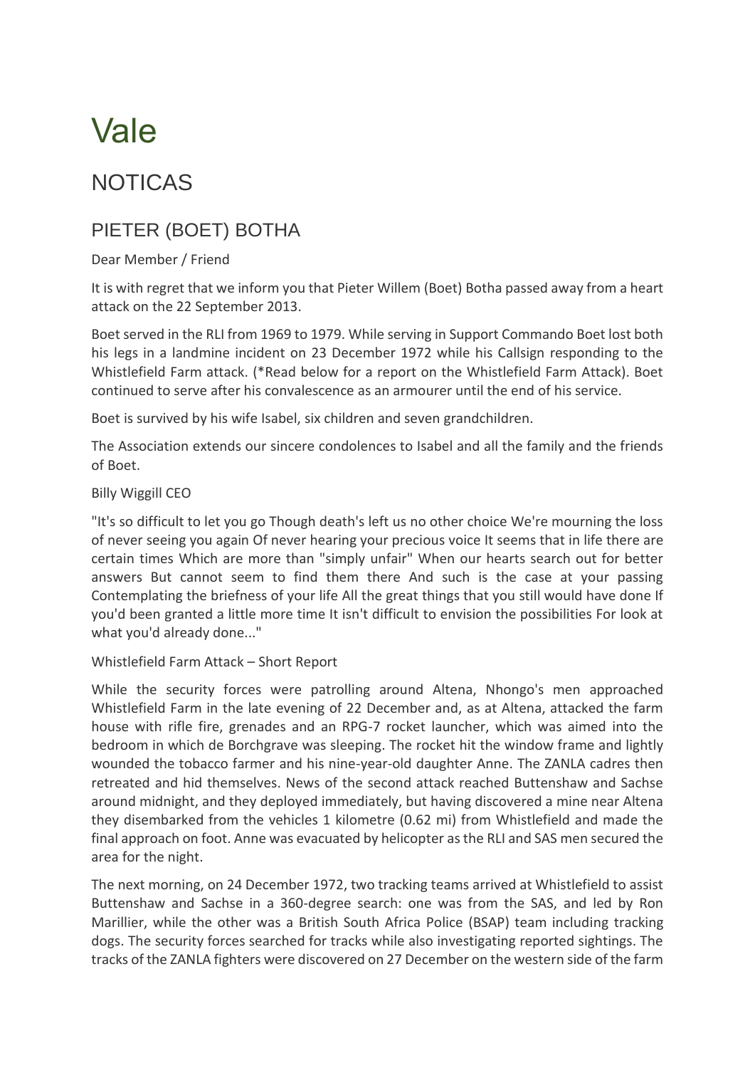# Vale

## NOTICAS

### PIETER (BOET) BOTHA

Dear Member / Friend

It is with regret that we inform you that Pieter Willem (Boet) Botha passed away from a heart attack on the 22 September 2013.

Boet served in the RLI from 1969 to 1979. While serving in Support Commando Boet lost both his legs in a landmine incident on 23 December 1972 while his Callsign responding to the Whistlefield Farm attack. (*Read below for a report on the Whistlefield Farm Attack). Boet continued to serve after his convalescence as an armourer until the end of his service.

Boet is survived by his wife Isabel, six children and seven grandchildren.

The Association extends our sincere condolences to Isabel and all the family and the friends of Boet.

Billy Wiggill CEO

"It's so difficult to let you go Though death's left us no other choice We're mourning the loss of never seeing you again Of never hearing your precious voice It seems that in life there are certain times Which are more than "simply unfair" When our hearts search out for better answers But cannot seem to find them there And such is the case at your passing Contemplating the briefness of your life All the great things that you still would have done If you'd been granted a little more time It isn't difficult to envision the possibilities For look at what you'd already done..."

Whistlefield Farm Attack – Short Report

While the security forces were patrolling around Altena, Nhongo's men approached Whistlefield Farm in the late evening of 22 December and, as at Altena, attacked the farm house with rifle fire, grenades and an RPG-7 rocket launcher, which was aimed into the bedroom in which de Borchgrave was sleeping. The rocket hit the window frame and lightly wounded the tobacco farmer and his nine-year-old daughter Anne. The ZANLA cadres then retreated and hid themselves. News of the second attack reached Buttenshaw and Sachse around midnight, and they deployed immediately, but having discovered a mine near Altena they disembarked from the vehicles 1 kilometre (0.62 mi) from Whistlefield and made the final approach on foot. Anne was evacuated by helicopter as the RLI and SAS men secured the area for the night.

The next morning, on 24 December 1972, two tracking teams arrived at Whistlefield to assist Buttenshaw and Sachse in a 360-degree search: one was from the SAS, and led by Ron Marillier, while the other was a British South Africa Police (BSAP) team including tracking dogs. The security forces searched for tracks while also investigating reported sightings. The tracks of the ZANLA fighters were discovered on 27 December on the western side of the farm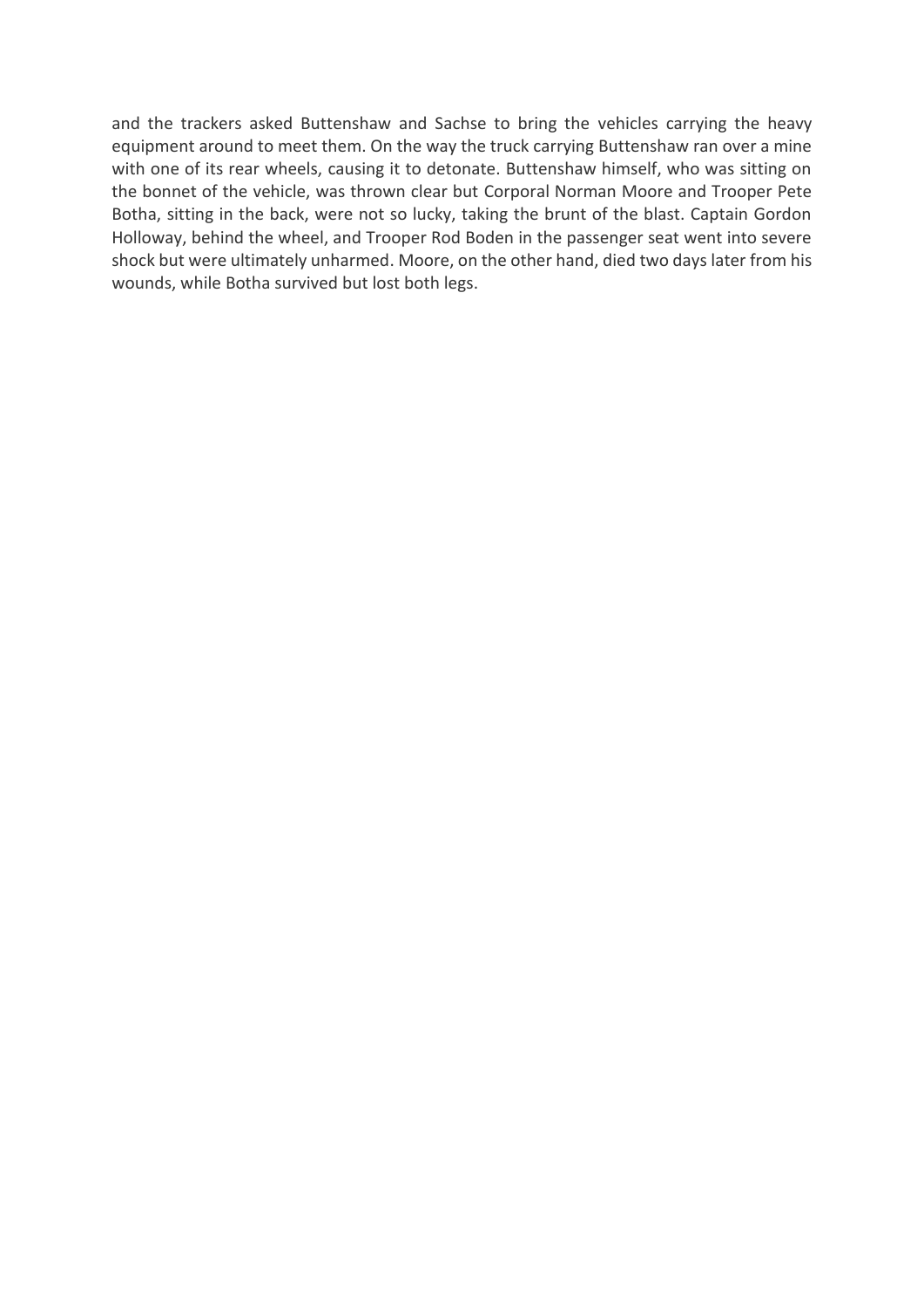and the trackers asked Buttenshaw and Sachse to bring the vehicles carrying the heavy equipment around to meet them. On the way the truck carrying Buttenshaw ran over a mine with one of its rear wheels, causing it to detonate. Buttenshaw himself, who was sitting on the bonnet of the vehicle, was thrown clear but Corporal Norman Moore and Trooper Pete Botha, sitting in the back, were not so lucky, taking the brunt of the blast. Captain Gordon Holloway, behind the wheel, and Trooper Rod Boden in the passenger seat went into severe shock but were ultimately unharmed. Moore, on the other hand, died two days later from his wounds, while Botha survived but lost both legs.